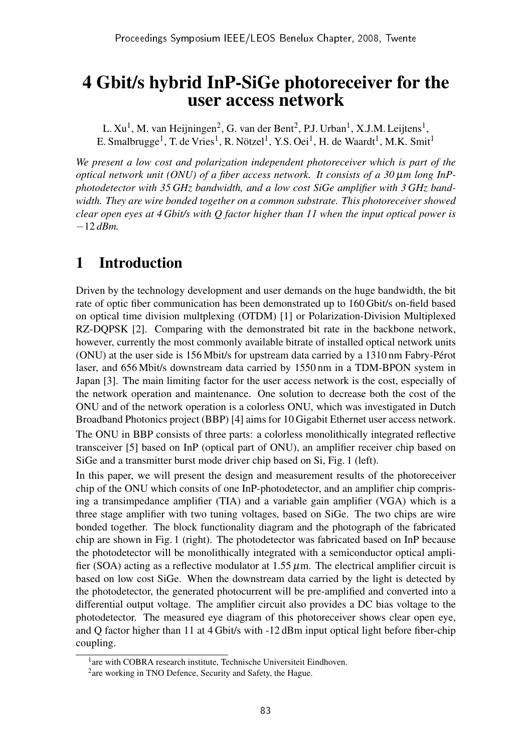# 4 Gbit/s hybrid InP-SiGe photoreceiver for the user access network

L. Xu[1], M. van Heijningen[2], G. van der Bent[2], P.J. Urban[1], X.J.M. Leijtens[1], E. Smalbrugge[1], T. de Vries[1], R. Nötzel[1], Y.S. Oei[1], H. de Waardt[1], M.K. Smit[1]

*We present a low cost and polarization independent photoreceiver which is part of the optical network unit (ONU) of a fiber access network. It consists of a 30 μm long InP-photodetector with 35 GHz bandwidth, and a low cost SiGe amplifier with 3 GHz bandwidth. They are wire bonded together on a common substrate. This photoreceiver showed clear open eyes at 4 Gbit/s with Q factor higher than 11 when the input optical power is −12 dBm.*

## 1 Introduction

Driven by the technology development and user demands on the huge bandwidth, the bit rate of optic fiber communication has been demonstrated up to 160 Gbit/s on-field based on optical time division multplexing (OTDM) [1] or Polarization-Division Multiplexed RZ-DQPSK [2]. Comparing with the demonstrated bit rate in the backbone network, however, currently the most commonly available bitrate of installed optical network units (ONU) at the user side is 156 Mbit/s for upstream data carried by a 1310 nm Fabry-Pérot laser, and 656 Mbit/s downstream data carried by 1550 nm in a TDM-BPON system in Japan [3]. The main limiting factor for the user access network is the cost, especially of the network operation and maintenance. One solution to decrease both the cost of the ONU and of the network operation is a colorless ONU, which was investigated in Dutch Broadband Photonics project (BBP) [4] aims for 10 Gigabit Ethernet user access network.

The ONU in BBP consists of three parts: a colorless monolithically integrated reflective transceiver [5] based on InP (optical part of ONU), an amplifier receiver chip based on SiGe and a transmitter burst mode driver chip based on Si, Fig. 1 (left).

In this paper, we will present the design and measurement results of the photoreceiver chip of the ONU which consits of one InP-photodetector, and an amplifier chip comprising a transimpedance amplifier (TIA) and a variable gain amplifier (VGA) which is a three stage amplifier with two tuning voltages, based on SiGe. The two chips are wire bonded together. The block functionality diagram and the photograph of the fabricated chip are shown in Fig. 1 (right). The photodetector was fabricated based on InP because the photodetector will be monolithically integrated with a semiconductor optical amplifier (SOA) acting as a reflective modulator at 1.55 μm. The electrical amplifier circuit is based on low cost SiGe. When the downstream data carried by the light is detected by the photodetector, the generated photocurrent will be pre-amplified and converted into a differential output voltage. The amplifier circuit also provides a DC bias voltage to the photodetector. The measured eye diagram of this photoreceiver shows clear open eye, and Q factor higher than 11 at 4 Gbit/s with -12 dBm input optical light before fiber-chip coupling.

[1] are with COBRA research institute, Technische Universiteit Eindhoven.

[2] are working in TNO Defence, Security and Safety, the Hague.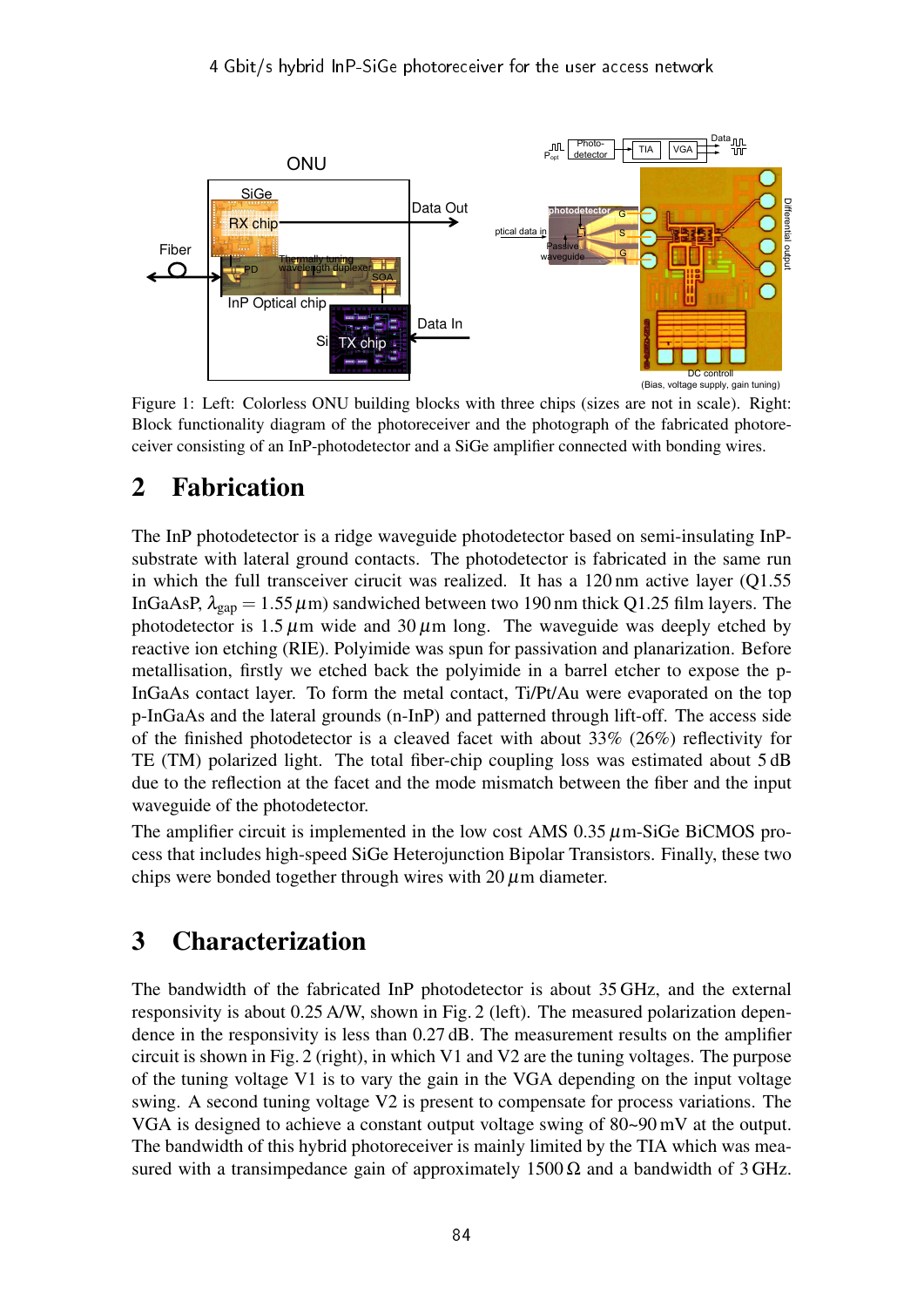Figure 1: Left: Colorless ONU building blocks with three chips (sizes are not in scale). Right: Block functionality diagram of the photoreceiver and the photograph of the fabricated photoreceiver consisting of an InP-photodetector and a SiGe amplifier connected with bonding wires.

## 2 Fabrication

The InP photodetector is a ridge waveguide photodetector based on semi-insulating InP-substrate with lateral ground contacts. The photodetector is fabricated in the same run in which the full transceiver circuit was realized. It has a 120 nm active layer (Q1.55 InGaAsP, $\lambda_{gap} = 1.55\,\mu$m) sandwiched between two 190 nm thick Q1.25 film layers. The photodetector is 1.5 $\mu$m wide and 30 $\mu$m long. The waveguide was deeply etched by reactive ion etching (RIE). Polyimide was spun for passivation and planarization. Before metallisation, firstly we etched back the polyimide in a barrel etcher to expose the p-InGaAs contact layer. To form the metal contact, Ti/Pt/Au were evaporated on the top p-InGaAs and the lateral grounds (n-InP) and patterned through lift-off. The access side of the finished photodetector is a cleaved facet with about 33% (26%) reflectivity for TE (TM) polarized light. The total fiber-chip coupling loss was estimated about 5 dB due to the reflection at the facet and the mode mismatch between the fiber and the input waveguide of the photodetector.

The amplifier circuit is implemented in the low cost AMS 0.35 $\mu$m-SiGe BiCMOS process that includes high-speed SiGe Heterojunction Bipolar Transistors. Finally, these two chips were bonded together through wires with 20 $\mu$m diameter.

## 3 Characterization

The bandwidth of the fabricated InP photodetector is about 35 GHz, and the external responsivity is about 0.25 A/W, shown in Fig. 2 (left). The measured polarization dependence in the responsivity is less than 0.27 dB. The measurement results on the amplifier circuit is shown in Fig. 2 (right), in which V1 and V2 are the tuning voltages. The purpose of the tuning voltage V1 is to vary the gain in the VGA depending on the input voltage swing. A second tuning voltage V2 is present to compensate for process variations. The VGA is designed to achieve a constant output voltage swing of 80~90 mV at the output. The bandwidth of this hybrid photoreceiver is mainly limited by the TIA which was measured with a transimpedance gain of approximately 1500 Ω and a bandwidth of 3 GHz.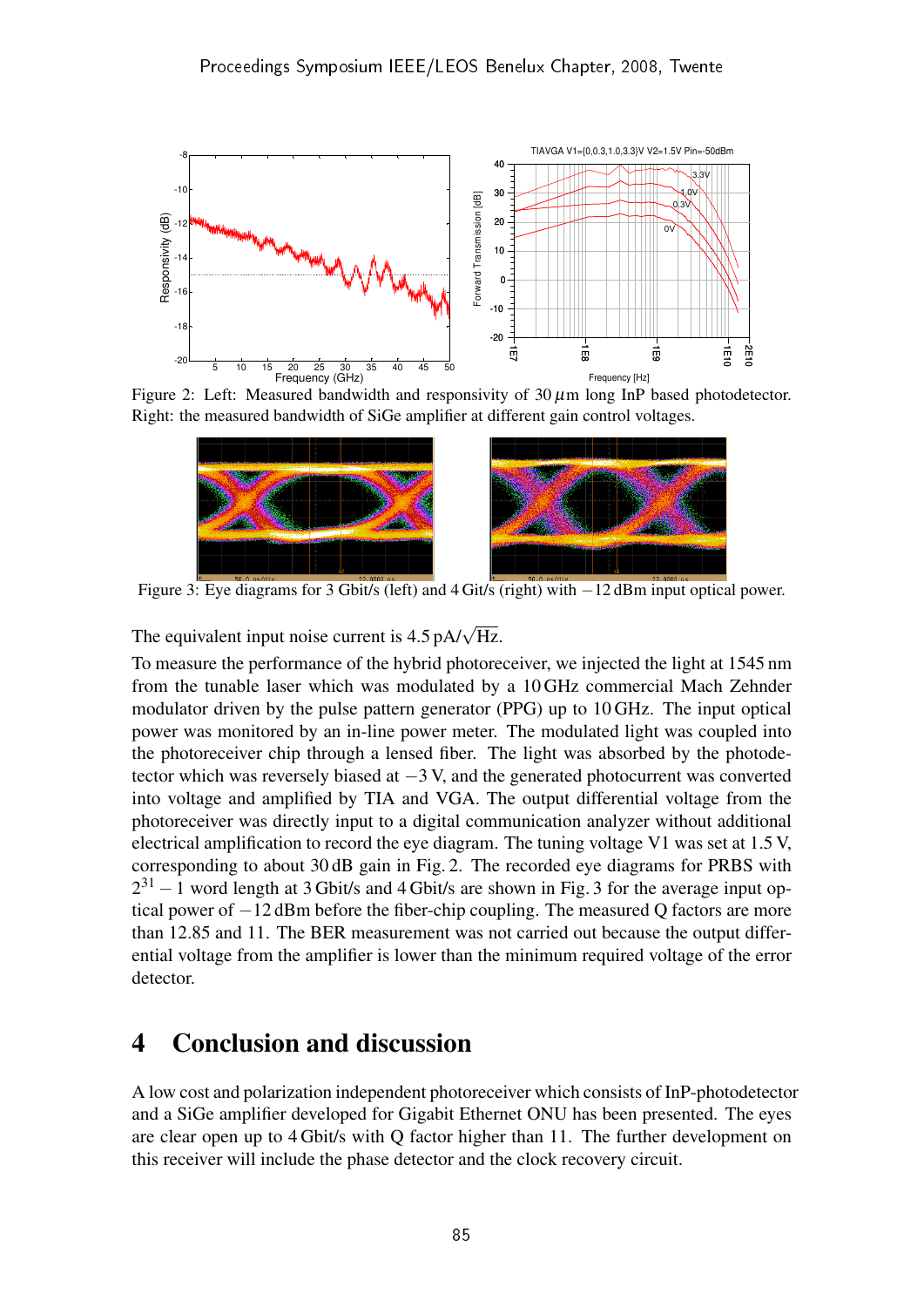Figure 2: Left: Measured bandwidth and responsivity of 30 $\mu$m long InP based photodetector. Right: the measured bandwidth of SiGe amplifier at different gain control voltages.

Figure 3: Eye diagrams for 3 Gbit/s (left) and 4 Git/s (right) with $-12$ dBm input optical power.

The equivalent input noise current is 4.5 pA/$\sqrt{\text{Hz}}$.

To measure the performance of the hybrid photoreceiver, we injected the light at 1545 nm from the tunable laser which was modulated by a 10 GHz commercial Mach Zehnder modulator driven by the pulse pattern generator (PPG) up to 10 GHz. The input optical power was monitored by an in-line power meter. The modulated light was coupled into the photoreceiver chip through a lensed fiber. The light was absorbed by the photodetector which was reversely biased at $-3$ V, and the generated photocurrent was converted into voltage and amplified by TIA and VGA. The output differential voltage from the photoreceiver was directly input to a digital communication analyzer without additional electrical amplification to record the eye diagram. The tuning voltage V1 was set at 1.5 V, corresponding to about 30 dB gain in Fig. 2. The recorded eye diagrams for PRBS with $2^{31}-1$ word length at 3 Gbit/s and 4 Gbit/s are shown in Fig. 3 for the average input optical power of $-12$ dBm before the fiber-chip coupling. The measured Q factors are more than 12.85 and 11. The BER measurement was not carried out because the output differential voltage from the amplifier is lower than the minimum required voltage of the error detector.

# 4 Conclusion and discussion

A low cost and polarization independent photoreceiver which consists of InP-photodetector and a SiGe amplifier developed for Gigabit Ethernet ONU has been presented. The eyes are clear open up to 4 Gbit/s with Q factor higher than 11. The further development on this receiver will include the phase detector and the clock recovery circuit.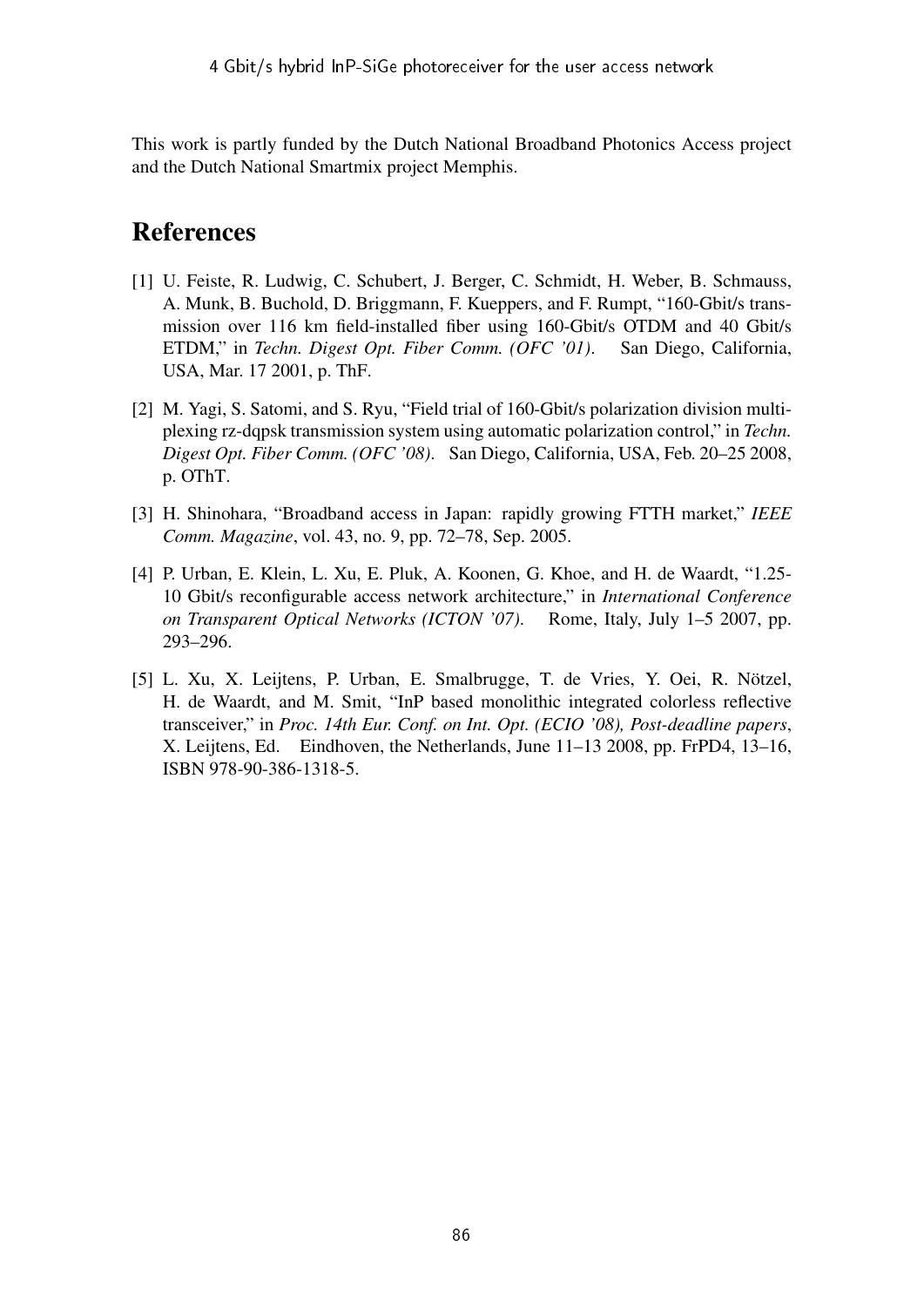This work is partly funded by the Dutch National Broadband Photonics Access project and the Dutch National Smartmix project Memphis.

## References

[1] U. Feiste, R. Ludwig, C. Schubert, J. Berger, C. Schmidt, H. Weber, B. Schmauss, A. Munk, B. Buchold, D. Briggmann, F. Kueppers, and F. Rumpt, "160-Gbit/s transmission over 116 km field-installed fiber using 160-Gbit/s OTDM and 40 Gbit/s ETDM," in *Techn. Digest Opt. Fiber Comm. (OFC '01)*. San Diego, California, USA, Mar. 17 2001, p. ThF.

[2] M. Yagi, S. Satomi, and S. Ryu, "Field trial of 160-Gbit/s polarization division multiplexing rz-dqpsk transmission system using automatic polarization control," in *Techn. Digest Opt. Fiber Comm. (OFC '08)*. San Diego, California, USA, Feb. 20–25 2008, p. OThT.

[3] H. Shinohara, "Broadband access in Japan: rapidly growing FTTH market," *IEEE Comm. Magazine*, vol. 43, no. 9, pp. 72–78, Sep. 2005.

[4] P. Urban, E. Klein, L. Xu, E. Pluk, A. Koonen, G. Khoe, and H. de Waardt, "1.25-10 Gbit/s reconfigurable access network architecture," in *International Conference on Transparent Optical Networks (ICTON '07)*. Rome, Italy, July 1–5 2007, pp. 293–296.

[5] L. Xu, X. Leijtens, P. Urban, E. Smalbrugge, T. de Vries, Y. Oei, R. Nötzel, H. de Waardt, and M. Smit, "InP based monolithic integrated colorless reflective transceiver," in *Proc. 14th Eur. Conf. on Int. Opt. (ECIO '08), Post-deadline papers*, X. Leijtens, Ed. Eindhoven, the Netherlands, June 11–13 2008, pp. FrPD4, 13–16, ISBN 978-90-386-1318-5.